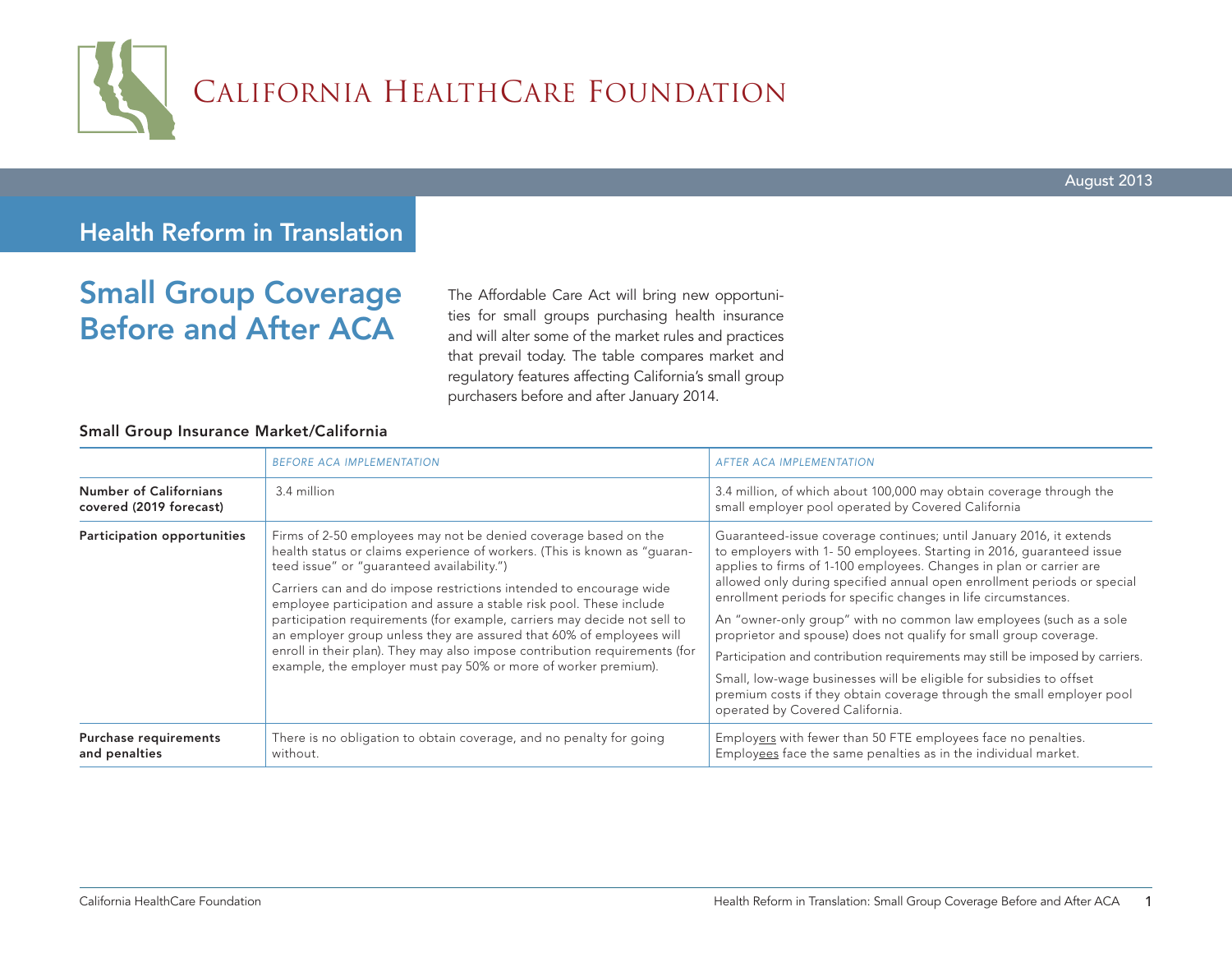# California HealthCare Foundation

August 2013

## Health Reform in Translation

# Small Group Coverage Before and After ACA

The Affordable Care Act will bring new opportunities for small groups purchasing health insurance and will alter some of the market rules and practices that prevail today. The table compares market and regulatory features affecting California's small group purchasers before and after January 2014.

### Small Group Insurance Market/California

| | *BEFORE ACA IMPLEMENTATION* | *AFTER ACA IMPLEMENTATION* |
|---|---|---|
| **Number of Californians covered (2019 forecast)** | 3.4 million | 3.4 million, of which about 100,000 may obtain coverage through the small employer pool operated by Covered California |
| **Participation opportunities** | Firms of 2-50 employees may not be denied coverage based on the health status or claims experience of workers. (This is known as "guaranteed issue" or "guaranteed availability.")<br><br>Carriers can and do impose restrictions intended to encourage wide employee participation and assure a stable risk pool. These include participation requirements (for example, carriers may decide not sell to an employer group unless they are assured that 60% of employees will enroll in their plan). They may also impose contribution requirements (for example, the employer must pay 50% or more of worker premium). | Guaranteed-issue coverage continues; until January 2016, it extends to employers with 1- 50 employees. Starting in 2016, guaranteed issue applies to firms of 1-100 employees. Changes in plan or carrier are allowed only during specified annual open enrollment periods or special enrollment periods for specific changes in life circumstances.<br><br>An "owner-only group" with no common law employees (such as a sole proprietor and spouse) does not qualify for small group coverage.<br><br>Participation and contribution requirements may still be imposed by carriers.<br><br>Small, low-wage businesses will be eligible for subsidies to offset premium costs if they obtain coverage through the small employer pool operated by Covered California. |
| **Purchase requirements and penalties** | There is no obligation to obtain coverage, and no penalty for going without. | Employ<u>ers</u> with fewer than 50 FTE employees face no penalties. Employ<u>ees</u> face the same penalties as in the individual market. |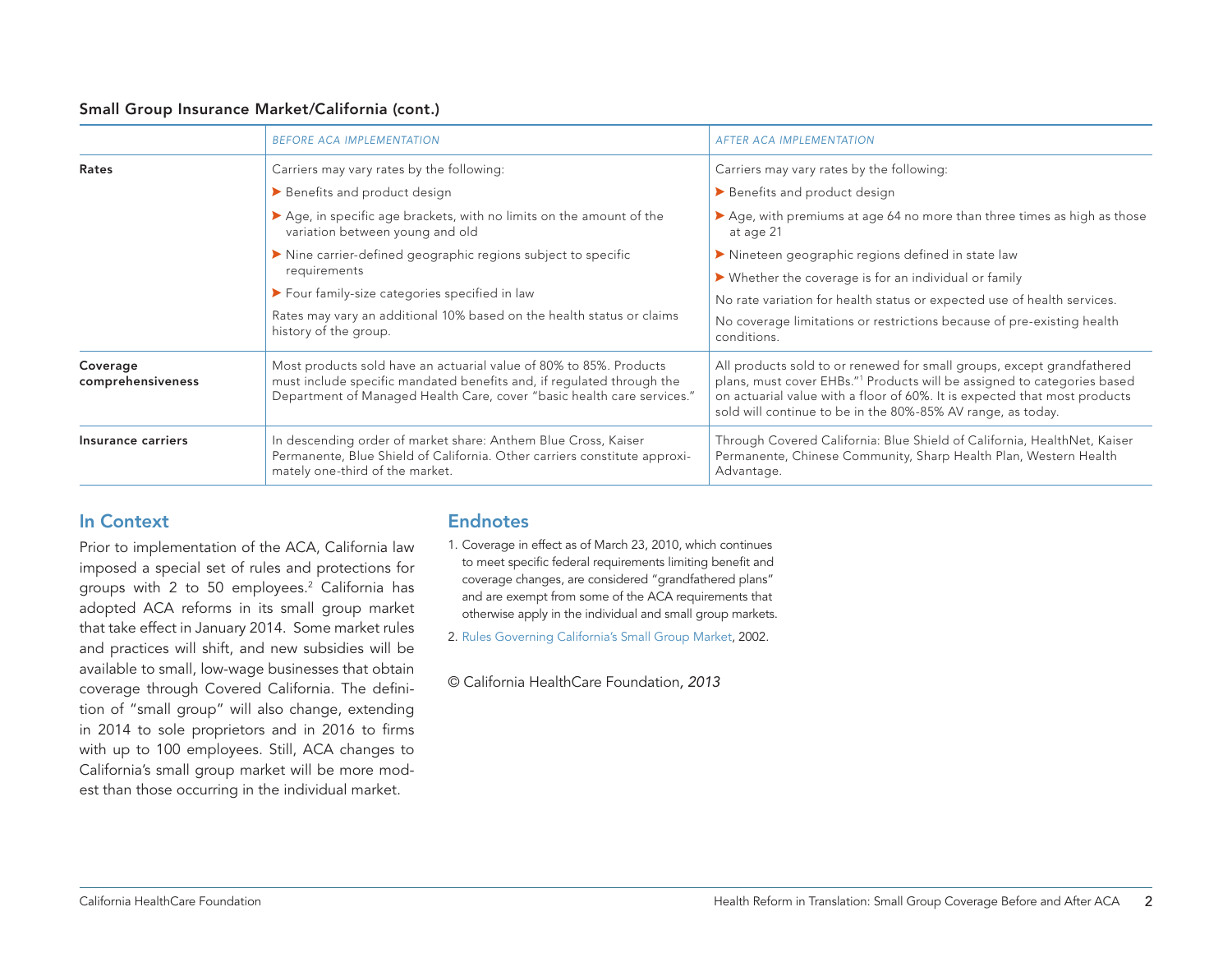### Small Group Insurance Market/California (cont.)

| | BEFORE ACA IMPLEMENTATION | AFTER ACA IMPLEMENTATION |
|---|---|---|
| **Rates** | Carriers may vary rates by the following:<br>➤ Benefits and product design<br>➤ Age, in specific age brackets, with no limits on the amount of the variation between young and old<br>➤ Nine carrier-defined geographic regions subject to specific requirements<br>➤ Four family-size categories specified in law<br>Rates may vary an additional 10% based on the health status or claims history of the group. | Carriers may vary rates by the following:<br>➤ Benefits and product design<br>➤ Age, with premiums at age 64 no more than three times as high as those at age 21<br>➤ Nineteen geographic regions defined in state law<br>➤ Whether the coverage is for an individual or family<br>No rate variation for health status or expected use of health services.<br>No coverage limitations or restrictions because of pre-existing health conditions. |
| **Coverage comprehensiveness** | Most products sold have an actuarial value of 80% to 85%. Products must include specific mandated benefits and, if regulated through the Department of Managed Health Care, cover "basic health care services." | All products sold to or renewed for small groups, except grandfathered plans, must cover EHBs."[1] Products will be assigned to categories based on actuarial value with a floor of 60%. It is expected that most products sold will continue to be in the 80%-85% AV range, as today. |
| **Insurance carriers** | In descending order of market share: Anthem Blue Cross, Kaiser Permanente, Blue Shield of California. Other carriers constitute approximately one-third of the market. | Through Covered California: Blue Shield of California, HealthNet, Kaiser Permanente, Chinese Community, Sharp Health Plan, Western Health Advantage. |

## In Context

Prior to implementation of the ACA, California law imposed a special set of rules and protections for groups with 2 to 50 employees.[2] California has adopted ACA reforms in its small group market that take effect in January 2014. Some market rules and practices will shift, and new subsidies will be available to small, low-wage businesses that obtain coverage through Covered California. The definition of "small group" will also change, extending in 2014 to sole proprietors and in 2016 to firms with up to 100 employees. Still, ACA changes to California's small group market will be more modest than those occurring in the individual market.

## Endnotes

1. Coverage in effect as of March 23, 2010, which continues to meet specific federal requirements limiting benefit and coverage changes, are considered "grandfathered plans" and are exempt from some of the ACA requirements that otherwise apply in the individual and small group markets.
2. Rules Governing California's Small Group Market, 2002.

© California HealthCare Foundation, *2013*